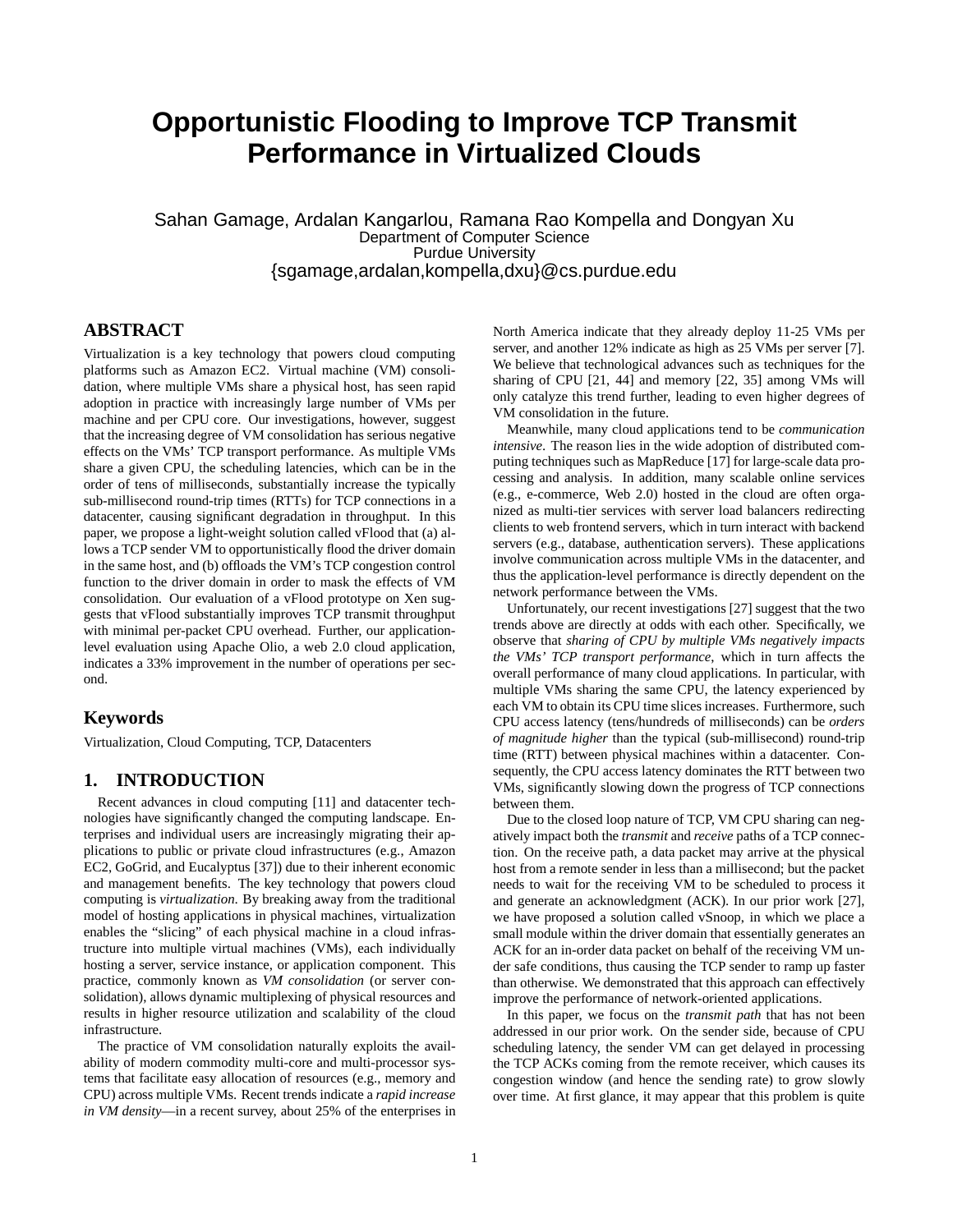# Opportunistic Flooding to Improve TCP Transmit Performance in Virtualized Clouds

Sahan Gamage, Ardalan Kangarlou, Ramana Rao Kompella and Dongyan Xu
Department of Computer Science
Purdue University
{sgamage,ardalan,kompella,dxu}@cs.purdue.edu

## ABSTRACT

Virtualization is a key technology that powers cloud computing platforms such as Amazon EC2. Virtual machine (VM) consolidation, where multiple VMs share a physical host, has seen rapid adoption in practice with increasingly large number of VMs per machine and per CPU core. Our investigations, however, suggest that the increasing degree of VM consolidation has serious negative effects on the VMs' TCP transport performance. As multiple VMs share a given CPU, the scheduling latencies, which can be in the order of tens of milliseconds, substantially increase the typically sub-millisecond round-trip times (RTTs) for TCP connections in a datacenter, causing significant degradation in throughput. In this paper, we propose a light-weight solution called vFlood that (a) allows a TCP sender VM to opportunistically flood the driver domain in the same host, and (b) offloads the VM's TCP congestion control function to the driver domain in order to mask the effects of VM consolidation. Our evaluation of a vFlood prototype on Xen suggests that vFlood substantially improves TCP transmit throughput with minimal per-packet CPU overhead. Further, our application-level evaluation using Apache Olio, a web 2.0 cloud application, indicates a 33% improvement in the number of operations per second.

## Keywords

Virtualization, Cloud Computing, TCP, Datacenters

## 1. INTRODUCTION

Recent advances in cloud computing [11] and datacenter technologies have significantly changed the computing landscape. Enterprises and individual users are increasingly migrating their applications to public or private cloud infrastructures (e.g., Amazon EC2, GoGrid, and Eucalyptus [37]) due to their inherent economic and management benefits. The key technology that powers cloud computing is *virtualization*. By breaking away from the traditional model of hosting applications in physical machines, virtualization enables the "slicing" of each physical machine in a cloud infrastructure into multiple virtual machines (VMs), each individually hosting a server, service instance, or application component. This practice, commonly known as *VM consolidation* (or server consolidation), allows dynamic multiplexing of physical resources and results in higher resource utilization and scalability of the cloud infrastructure.

The practice of VM consolidation naturally exploits the availability of modern commodity multi-core and multi-processor systems that facilitate easy allocation of resources (e.g., memory and CPU) across multiple VMs. Recent trends indicate a *rapid increase in VM density*—in a recent survey, about 25% of the enterprises in North America indicate that they already deploy 11-25 VMs per server, and another 12% indicate as high as 25 VMs per server [7]. We believe that technological advances such as techniques for the sharing of CPU [21, 44] and memory [22, 35] among VMs will only catalyze this trend further, leading to even higher degrees of VM consolidation in the future.

Meanwhile, many cloud applications tend to be *communication intensive*. The reason lies in the wide adoption of distributed computing techniques such as MapReduce [17] for large-scale data processing and analysis. In addition, many scalable online services (e.g., e-commerce, Web 2.0) hosted in the cloud are often organized as multi-tier services with server load balancers redirecting clients to web frontend servers, which in turn interact with backend servers (e.g., database, authentication servers). These applications involve communication across multiple VMs in the datacenter, and thus the application-level performance is directly dependent on the network performance between the VMs.

Unfortunately, our recent investigations [27] suggest that the two trends above are directly at odds with each other. Specifically, we observe that *sharing of CPU by multiple VMs negatively impacts the VMs' TCP transport performance*, which in turn affects the overall performance of many cloud applications. In particular, with multiple VMs sharing the same CPU, the latency experienced by each VM to obtain its CPU time slices increases. Furthermore, such CPU access latency (tens/hundreds of milliseconds) can be *orders of magnitude higher* than the typical (sub-millisecond) round-trip time (RTT) between physical machines within a datacenter. Consequently, the CPU access latency dominates the RTT between two VMs, significantly slowing down the progress of TCP connections between them.

Due to the closed loop nature of TCP, VM CPU sharing can negatively impact both the *transmit* and *receive* paths of a TCP connection. On the receive path, a data packet may arrive at the physical host from a remote sender in less than a millisecond; but the packet needs to wait for the receiving VM to be scheduled to process it and generate an acknowledgment (ACK). In our prior work [27], we have proposed a solution called vSnoop, in which we place a small module within the driver domain that essentially generates an ACK for an in-order data packet on behalf of the receiving VM under safe conditions, thus causing the TCP sender to ramp up faster than otherwise. We demonstrated that this approach can effectively improve the performance of network-oriented applications.

In this paper, we focus on the *transmit path* that has not been addressed in our prior work. On the sender side, because of CPU scheduling latency, the sender VM can get delayed in processing the TCP ACKs coming from the remote receiver, which causes its congestion window (and hence the sending rate) to grow slowly over time. At first glance, it may appear that this problem is quite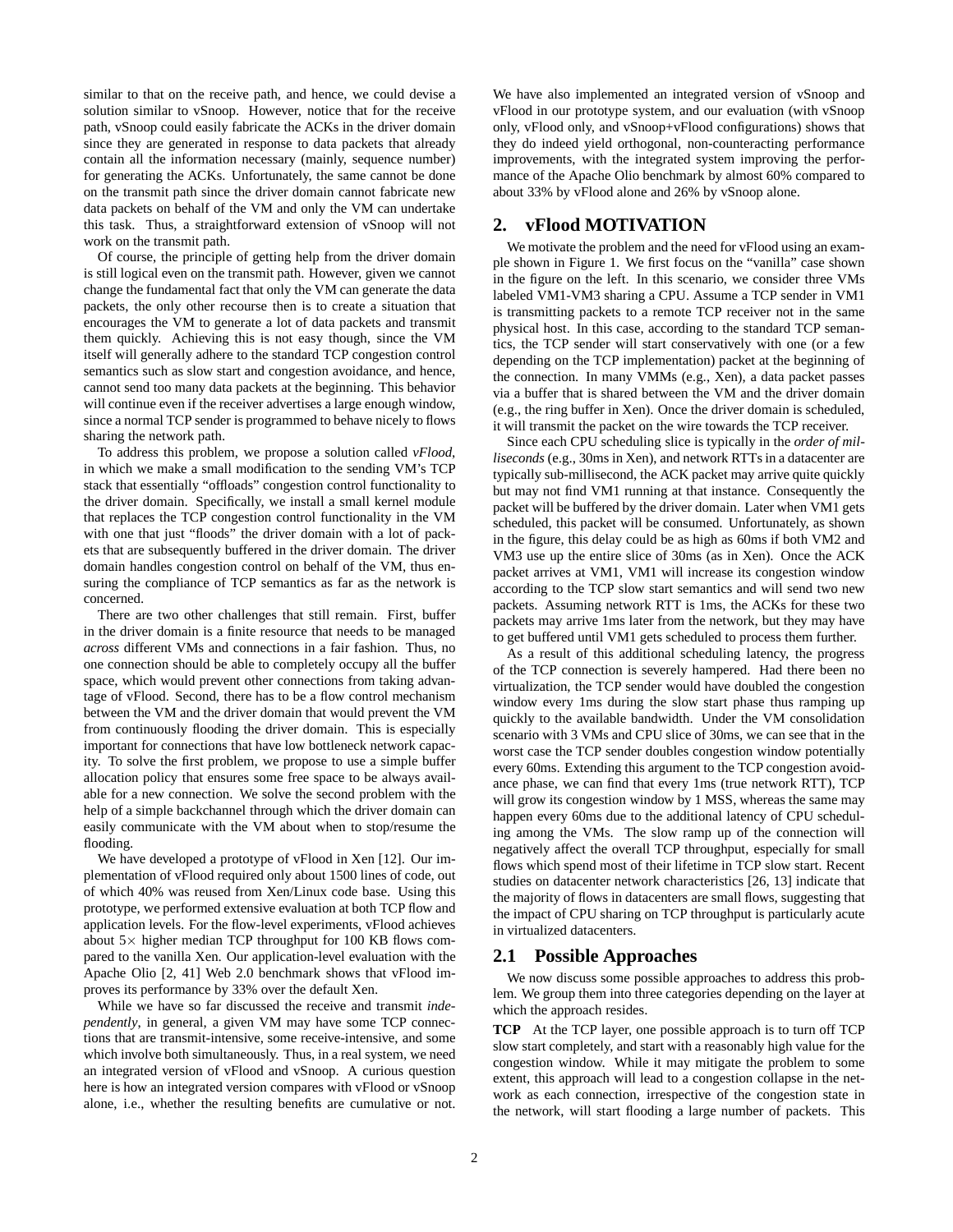similar to that on the receive path, and hence, we could devise a solution similar to vSnoop. However, notice that for the receive path, vSnoop could easily fabricate the ACKs in the driver domain since they are generated in response to data packets that already contain all the information necessary (mainly, sequence number) for generating the ACKs. Unfortunately, the same cannot be done on the transmit path since the driver domain cannot fabricate new data packets on behalf of the VM and only the VM can undertake this task. Thus, a straightforward extension of vSnoop will not work on the transmit path.

Of course, the principle of getting help from the driver domain is still logical even on the transmit path. However, given we cannot change the fundamental fact that only the VM can generate the data packets, the only other recourse then is to create a situation that encourages the VM to generate a lot of data packets and transmit them quickly. Achieving this is not easy though, since the VM itself will generally adhere to the standard TCP congestion control semantics such as slow start and congestion avoidance, and hence, cannot send too many data packets at the beginning. This behavior will continue even if the receiver advertises a large enough window, since a normal TCP sender is programmed to behave nicely to flows sharing the network path.

To address this problem, we propose a solution called *vFlood*, in which we make a small modification to the sending VM's TCP stack that essentially "offloads" congestion control functionality to the driver domain. Specifically, we install a small kernel module that replaces the TCP congestion control functionality in the VM with one that just "floods" the driver domain with a lot of packets that are subsequently buffered in the driver domain. The driver domain handles congestion control on behalf of the VM, thus ensuring the compliance of TCP semantics as far as the network is concerned.

There are two other challenges that still remain. First, buffer in the driver domain is a finite resource that needs to be managed *across* different VMs and connections in a fair fashion. Thus, no one connection should be able to completely occupy all the buffer space, which would prevent other connections from taking advantage of vFlood. Second, there has to be a flow control mechanism between the VM and the driver domain that would prevent the VM from continuously flooding the driver domain. This is especially important for connections that have low bottleneck network capacity. To solve the first problem, we propose to use a simple buffer allocation policy that ensures some free space to be always available for a new connection. We solve the second problem with the help of a simple backchannel through which the driver domain can easily communicate with the VM about when to stop/resume the flooding.

We have developed a prototype of vFlood in Xen [12]. Our implementation of vFlood required only about 1500 lines of code, out of which 40% was reused from Xen/Linux code base. Using this prototype, we performed extensive evaluation at both TCP flow and application levels. For the flow-level experiments, vFlood achieves about 5× higher median TCP throughput for 100 KB flows compared to the vanilla Xen. Our application-level evaluation with the Apache Olio [2, 41] Web 2.0 benchmark shows that vFlood improves its performance by 33% over the default Xen.

While we have so far discussed the receive and transmit *independently*, in general, a given VM may have some TCP connections that are transmit-intensive, some receive-intensive, and some which involve both simultaneously. Thus, in a real system, we need an integrated version of vFlood and vSnoop. A curious question here is how an integrated version compares with vFlood or vSnoop alone, i.e., whether the resulting benefits are cumulative or not. We have also implemented an integrated version of vSnoop and vFlood in our prototype system, and our evaluation (with vSnoop only, vFlood only, and vSnoop+vFlood configurations) shows that they do indeed yield orthogonal, non-counteracting performance improvements, with the integrated system improving the performance of the Apache Olio benchmark by almost 60% compared to about 33% by vFlood alone and 26% by vSnoop alone.

## 2. vFlood MOTIVATION

We motivate the problem and the need for vFlood using an example shown in Figure 1. We first focus on the "vanilla" case shown in the figure on the left. In this scenario, we consider three VMs labeled VM1-VM3 sharing a CPU. Assume a TCP sender in VM1 is transmitting packets to a remote TCP receiver not in the same physical host. In this case, according to the standard TCP semantics, the TCP sender will start conservatively with one (or a few depending on the TCP implementation) packet at the beginning of the connection. In many VMMs (e.g., Xen), a data packet passes via a buffer that is shared between the VM and the driver domain (e.g., the ring buffer in Xen). Once the driver domain is scheduled, it will transmit the packet on the wire towards the TCP receiver.

Since each CPU scheduling slice is typically in the *order of milliseconds* (e.g., 30ms in Xen), and network RTTs in a datacenter are typically sub-millisecond, the ACK packet may arrive quite quickly but may not find VM1 running at that instance. Consequently the packet will be buffered by the driver domain. Later when VM1 gets scheduled, this packet will be consumed. Unfortunately, as shown in the figure, this delay could be as high as 60ms if both VM2 and VM3 use up the entire slice of 30ms (as in Xen). Once the ACK packet arrives at VM1, VM1 will increase its congestion window according to the TCP slow start semantics and will send two new packets. Assuming network RTT is 1ms, the ACKs for these two packets may arrive 1ms later from the network, but they may have to get buffered until VM1 gets scheduled to process them further.

As a result of this additional scheduling latency, the progress of the TCP connection is severely hampered. Had there been no virtualization, the TCP sender would have doubled the congestion window every 1ms during the slow start phase thus ramping up quickly to the available bandwidth. Under the VM consolidation scenario with 3 VMs and CPU slice of 30ms, we can see that in the worst case the TCP sender doubles congestion window potentially every 60ms. Extending this argument to the TCP congestion avoidance phase, we can find that every 1ms (true network RTT), TCP will grow its congestion window by 1 MSS, whereas the same may happen every 60ms due to the additional latency of CPU scheduling among the VMs. The slow ramp up of the connection will negatively affect the overall TCP throughput, especially for small flows which spend most of their lifetime in TCP slow start. Recent studies on datacenter network characteristics [26, 13] indicate that the majority of flows in datacenters are small flows, suggesting that the impact of CPU sharing on TCP throughput is particularly acute in virtualized datacenters.

### 2.1 Possible Approaches

We now discuss some possible approaches to address this problem. We group them into three categories depending on the layer at which the approach resides.

**TCP** At the TCP layer, one possible approach is to turn off TCP slow start completely, and start with a reasonably high value for the congestion window. While it may mitigate the problem to some extent, this approach will lead to a congestion collapse in the network as each connection, irrespective of the congestion state in the network, will start flooding a large number of packets. This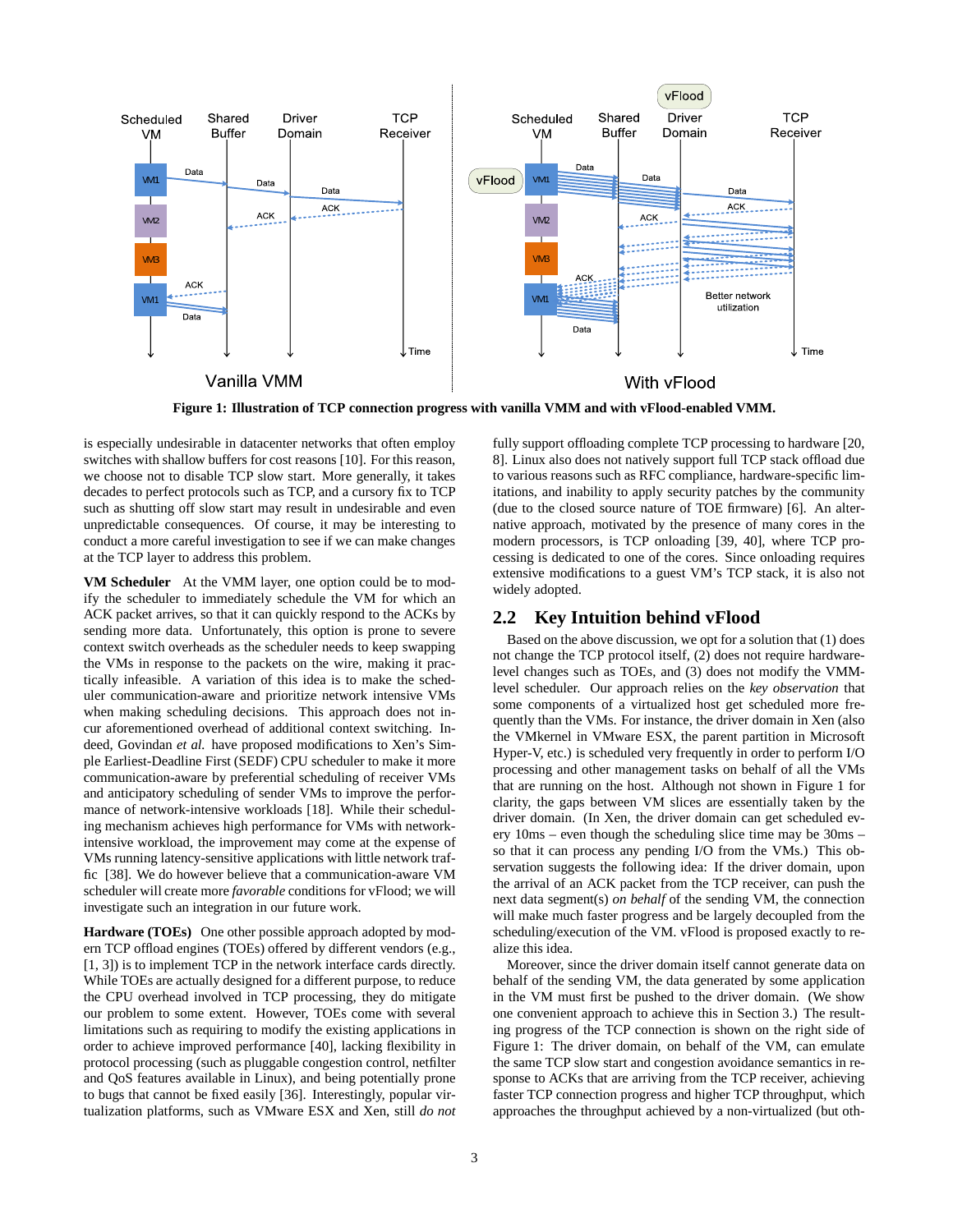Figure 1: Illustration of TCP connection progress with vanilla VMM and with vFlood-enabled VMM.

is especially undesirable in datacenter networks that often employ switches with shallow buffers for cost reasons [10]. For this reason, we choose not to disable TCP slow start. More generally, it takes decades to perfect protocols such as TCP, and a cursory fix to TCP such as shutting off slow start may result in undesirable and even unpredictable consequences. Of course, it may be interesting to conduct a more careful investigation to see if we can make changes at the TCP layer to address this problem.

**VM Scheduler** At the VMM layer, one option could be to modify the scheduler to immediately schedule the VM for which an ACK packet arrives, so that it can quickly respond to the ACKs by sending more data. Unfortunately, this option is prone to severe context switch overheads as the scheduler needs to keep swapping the VMs in response to the packets on the wire, making it practically infeasible. A variation of this idea is to make the scheduler communication-aware and prioritize network intensive VMs when making scheduling decisions. This approach does not incur aforementioned overhead of additional context switching. Indeed, Govindan *et al.* have proposed modifications to Xen's Simple Earliest-Deadline First (SEDF) CPU scheduler to make it more communication-aware by preferential scheduling of receiver VMs and anticipatory scheduling of sender VMs to improve the performance of network-intensive workloads [18]. While their scheduling mechanism achieves high performance for VMs with network-intensive workload, the improvement may come at the expense of VMs running latency-sensitive applications with little network traffic [38]. We do however believe that a communication-aware VM scheduler will create more *favorable* conditions for vFlood; we will investigate such an integration in our future work.

**Hardware (TOEs)** One other possible approach adopted by modern TCP offload engines (TOEs) offered by different vendors (e.g., [1, 3]) is to implement TCP in the network interface cards directly. While TOEs are actually designed for a different purpose, to reduce the CPU overhead involved in TCP processing, they do mitigate our problem to some extent. However, TOEs come with several limitations such as requiring to modify the existing applications in order to achieve improved performance [40], lacking flexibility in protocol processing (such as pluggable congestion control, netfilter and QoS features available in Linux), and being potentially prone to bugs that cannot be fixed easily [36]. Interestingly, popular virtualization platforms, such as VMware ESX and Xen, still *do not* fully support offloading complete TCP processing to hardware [20, 8]. Linux also does not natively support full TCP stack offload due to various reasons such as RFC compliance, hardware-specific limitations, and inability to apply security patches by the community (due to the closed source nature of TOE firmware) [6]. An alternative approach, motivated by the presence of many cores in the modern processors, is TCP onloading [39, 40], where TCP processing is dedicated to one of the cores. Since onloading requires extensive modifications to a guest VM's TCP stack, it is also not widely adopted.

## 2.2 Key Intuition behind vFlood

Based on the above discussion, we opt for a solution that (1) does not change the TCP protocol itself, (2) does not require hardware-level changes such as TOEs, and (3) does not modify the VMM-level scheduler. Our approach relies on the *key observation* that some components of a virtualized host get scheduled more frequently than the VMs. For instance, the driver domain in Xen (also the VMkernel in VMware ESX, the parent partition in Microsoft Hyper-V, etc.) is scheduled very frequently in order to perform I/O processing and other management tasks on behalf of all the VMs that are running on the host. Although not shown in Figure 1 for clarity, the gaps between VM slices are essentially taken by the driver domain. (In Xen, the driver domain can get scheduled every 10ms – even though the scheduling slice time may be 30ms – so that it can process any pending I/O from the VMs.) This observation suggests the following idea: If the driver domain, upon the arrival of an ACK packet from the TCP receiver, can push the next data segment(s) *on behalf* of the sending VM, the connection will make much faster progress and be largely decoupled from the scheduling/execution of the VM. vFlood is proposed exactly to realize this idea.

Moreover, since the driver domain itself cannot generate data on behalf of the sending VM, the data generated by some application in the VM must first be pushed to the driver domain. (We show one convenient approach to achieve this in Section 3.) The resulting progress of the TCP connection is shown on the right side of Figure 1: The driver domain, on behalf of the VM, can emulate the same TCP slow start and congestion avoidance semantics in response to ACKs that are arriving from the TCP receiver, achieving faster TCP connection progress and higher TCP throughput, which approaches the throughput achieved by a non-virtualized (but oth-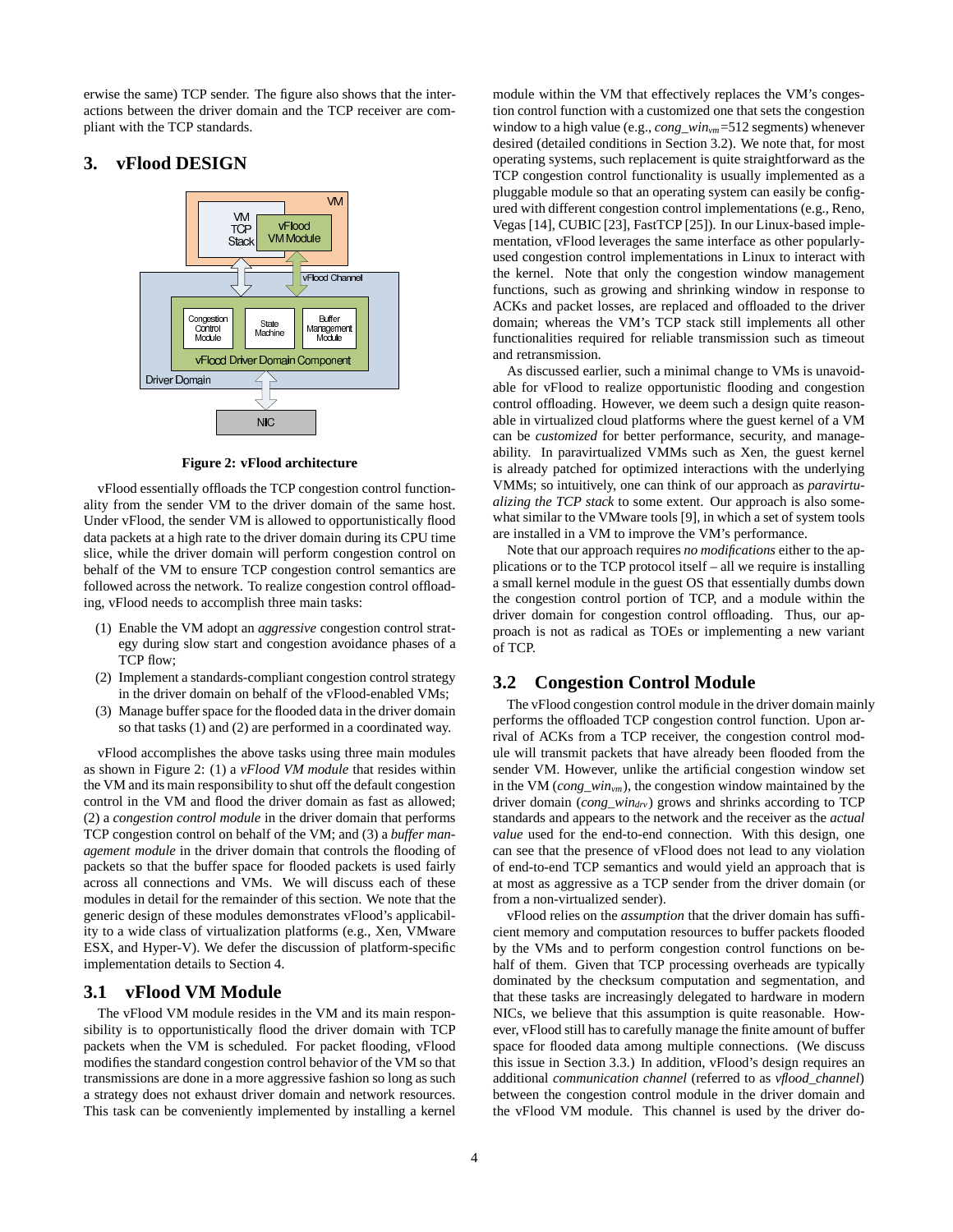erwise the same) TCP sender. The figure also shows that the interactions between the driver domain and the TCP receiver are compliant with the TCP standards.

## 3. vFlood DESIGN

**Figure 2: vFlood architecture**

vFlood essentially offloads the TCP congestion control functionality from the sender VM to the driver domain of the same host. Under vFlood, the sender VM is allowed to opportunistically flood data packets at a high rate to the driver domain during its CPU time slice, while the driver domain will perform congestion control on behalf of the VM to ensure TCP congestion control semantics are followed across the network. To realize congestion control offloading, vFlood needs to accomplish three main tasks:

1. Enable the VM adopt an *aggressive* congestion control strategy during slow start and congestion avoidance phases of a TCP flow;
2. Implement a standards-compliant congestion control strategy in the driver domain on behalf of the vFlood-enabled VMs;
3. Manage buffer space for the flooded data in the driver domain so that tasks (1) and (2) are performed in a coordinated way.

vFlood accomplishes the above tasks using three main modules as shown in Figure 2: (1) a *vFlood VM module* that resides within the VM and its main responsibility to shut off the default congestion control in the VM and flood the driver domain as fast as allowed; (2) a *congestion control module* in the driver domain that performs TCP congestion control on behalf of the VM; and (3) a *buffer management module* in the driver domain that controls the flooding of packets so that the buffer space for flooded packets is used fairly across all connections and VMs. We will discuss each of these modules in detail for the remainder of this section. We note that the generic design of these modules demonstrates vFlood's applicability to a wide class of virtualization platforms (e.g., Xen, VMware ESX, and Hyper-V). We defer the discussion of platform-specific implementation details to Section 4.

### 3.1 vFlood VM Module

The vFlood VM module resides in the VM and its main responsibility is to opportunistically flood the driver domain with TCP packets when the VM is scheduled. For packet flooding, vFlood modifies the standard congestion control behavior of the VM so that transmissions are done in a more aggressive fashion so long as such a strategy does not exhaust driver domain and network resources. This task can be conveniently implemented by installing a kernel module within the VM that effectively replaces the VM's congestion control function with a customized one that sets the congestion window to a high value (e.g., $cong\_win_{vm}$=512 segments) whenever desired (detailed conditions in Section 3.2). We note that, for most operating systems, such replacement is quite straightforward as the TCP congestion control functionality is usually implemented as a pluggable module so that an operating system can easily be configured with different congestion control implementations (e.g., Reno, Vegas [14], CUBIC [23], FastTCP [25]). In our Linux-based implementation, vFlood leverages the same interface as other popularly-used congestion control implementations in Linux to interact with the kernel. Note that only the congestion window management functions, such as growing and shrinking window in response to ACKs and packet losses, are replaced and offloaded to the driver domain; whereas the VM's TCP stack still implements all other functionalities required for reliable transmission such as timeout and retransmission.

As discussed earlier, such a minimal change to VMs is unavoidable for vFlood to realize opportunistic flooding and congestion control offloading. However, we deem such a design quite reasonable in virtualized cloud platforms where the guest kernel of a VM can be *customized* for better performance, security, and manageability. In paravirtualized VMMs such as Xen, the guest kernel is already patched for optimized interactions with the underlying VMMs; so intuitively, one can think of our approach as *paravirtualizing the TCP stack* to some extent. Our approach is also somewhat similar to the VMware tools [9], in which a set of system tools are installed in a VM to improve the VM's performance.

Note that our approach requires *no modifications* either to the applications or to the TCP protocol itself – all we require is installing a small kernel module in the guest OS that essentially dumbs down the congestion control portion of TCP, and a module within the driver domain for congestion control offloading. Thus, our approach is not as radical as TOEs or implementing a new variant of TCP.

### 3.2 Congestion Control Module

The vFlood congestion control module in the driver domain mainly performs the offloaded TCP congestion control function. Upon arrival of ACKs from a TCP receiver, the congestion control module will transmit packets that have already been flooded from the sender VM. However, unlike the artificial congestion window set in the VM ($cong\_win_{vm}$), the congestion window maintained by the driver domain ($cong\_win_{drv}$) grows and shrinks according to TCP standards and appears to the network and the receiver as the *actual value* used for the end-to-end connection. With this design, one can see that the presence of vFlood does not lead to any violation of end-to-end TCP semantics and would yield an approach that is at most as aggressive as a TCP sender from the driver domain (or from a non-virtualized sender).

vFlood relies on the *assumption* that the driver domain has sufficient memory and computation resources to buffer packets flooded by the VMs and to perform congestion control functions on behalf of them. Given that TCP processing overheads are typically dominated by the checksum computation and segmentation, and that these tasks are increasingly delegated to hardware in modern NICs, we believe that this assumption is quite reasonable. However, vFlood still has to carefully manage the finite amount of buffer space for flooded data among multiple connections. (We discuss this issue in Section 3.3.) In addition, vFlood's design requires an additional *communication channel* (referred to as *vflood\_channel*) between the congestion control module in the driver domain and the vFlood VM module. This channel is used by the driver do-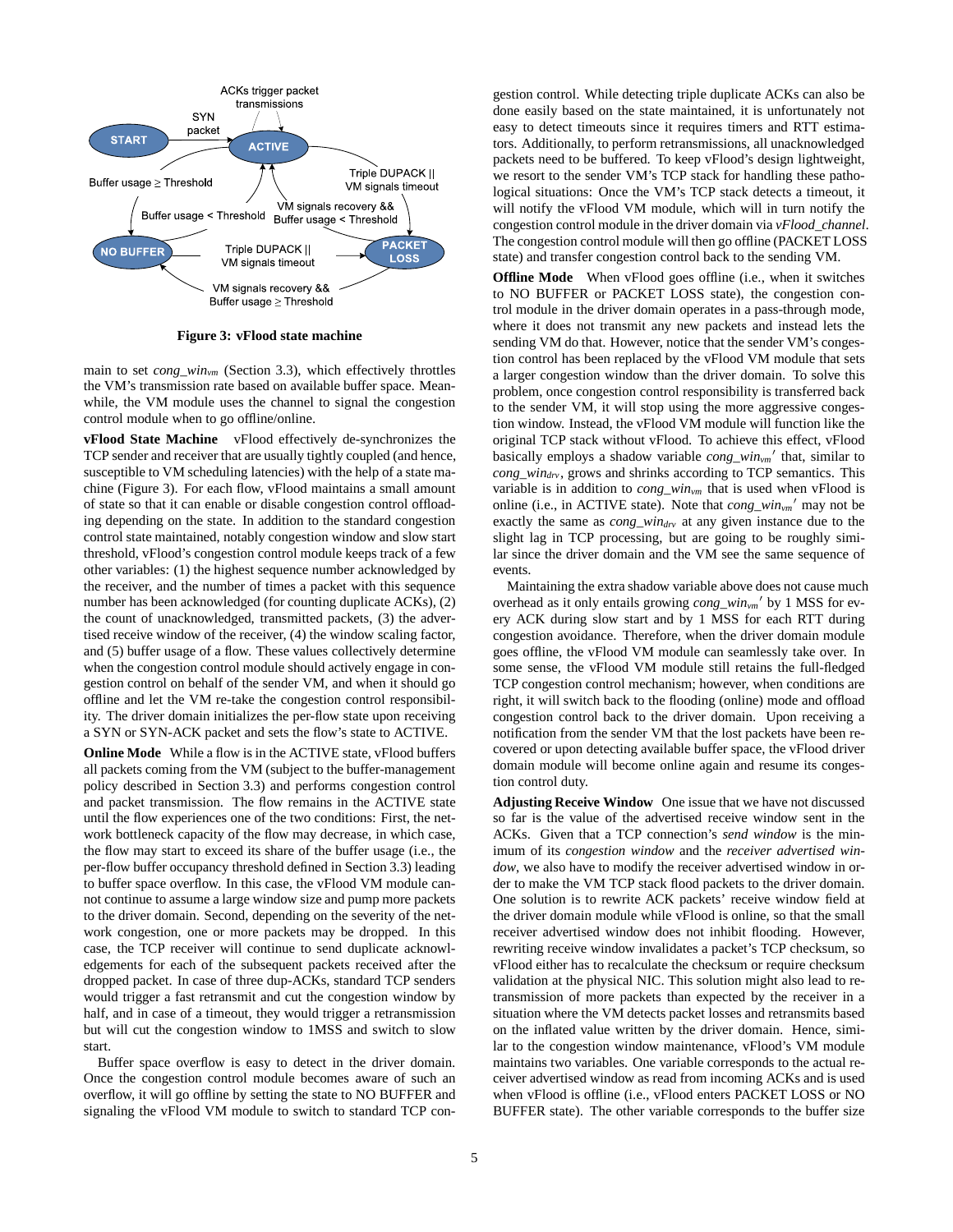**Figure 3: vFlood state machine**

main to set $cong\_win_{vm}$ (Section 3.3), which effectively throttles the VM's transmission rate based on available buffer space. Meanwhile, the VM module uses the channel to signal the congestion control module when to go offline/online.

**vFlood State Machine** vFlood effectively de-synchronizes the TCP sender and receiver that are usually tightly coupled (and hence, susceptible to VM scheduling latencies) with the help of a state machine (Figure 3). For each flow, vFlood maintains a small amount of state so that it can enable or disable congestion control offloading depending on the state. In addition to the standard congestion control state maintained, notably congestion window and slow start threshold, vFlood's congestion control module keeps track of a few other variables: (1) the highest sequence number acknowledged by the receiver, and the number of times a packet with this sequence number has been acknowledged (for counting duplicate ACKs), (2) the count of unacknowledged, transmitted packets, (3) the advertised receive window of the receiver, (4) the window scaling factor, and (5) buffer usage of a flow. These values collectively determine when the congestion control module should actively engage in congestion control on behalf of the sender VM, and when it should go offline and let the VM re-take the congestion control responsibility. The driver domain initializes the per-flow state upon receiving a SYN or SYN-ACK packet and sets the flow's state to ACTIVE.

**Online Mode** While a flow is in the ACTIVE state, vFlood buffers all packets coming from the VM (subject to the buffer-management policy described in Section 3.3) and performs congestion control and packet transmission. The flow remains in the ACTIVE state until the flow experiences one of the two conditions: First, the network bottleneck capacity of the flow may decrease, in which case, the flow may start to exceed its share of the buffer usage (i.e., the per-flow buffer occupancy threshold defined in Section 3.3) leading to buffer space overflow. In this case, the vFlood VM module cannot continue to assume a large window size and pump more packets to the driver domain. Second, depending on the severity of the network congestion, one or more packets may be dropped. In this case, the TCP receiver will continue to send duplicate acknowledgements for each of the subsequent packets received after the dropped packet. In case of three dup-ACKs, standard TCP senders would trigger a fast retransmit and cut the congestion window by half, and in case of a timeout, they would trigger a retransmission but will cut the congestion window to 1MSS and switch to slow start.

Buffer space overflow is easy to detect in the driver domain. Once the congestion control module becomes aware of such an overflow, it will go offline by setting the state to NO BUFFER and signaling the vFlood VM module to switch to standard TCP congestion control. While detecting triple duplicate ACKs can also be done easily based on the state maintained, it is unfortunately not easy to detect timeouts since it requires timers and RTT estimators. Additionally, to perform retransmissions, all unacknowledged packets need to be buffered. To keep vFlood's design lightweight, we resort to the sender VM's TCP stack for handling these pathological situations: Once the VM's TCP stack detects a timeout, it will notify the vFlood VM module, which will in turn notify the congestion control module in the driver domain via *vFlood_channel*. The congestion control module will then go offline (PACKET LOSS state) and transfer congestion control back to the sending VM.

**Offline Mode** When vFlood goes offline (i.e., when it switches to NO BUFFER or PACKET LOSS state), the congestion control module in the driver domain operates in a pass-through mode, where it does not transmit any new packets and instead lets the sending VM do that. However, notice that the sender VM's congestion control has been replaced by the vFlood VM module that sets a larger congestion window than the driver domain. To solve this problem, once congestion control responsibility is transferred back to the sender VM, it will stop using the more aggressive congestion window. Instead, the vFlood VM module will function like the original TCP stack without vFlood. To achieve this effect, vFlood basically employs a shadow variable $cong\_win_{vm}'$ that, similar to $cong\_win_{drv}$, grows and shrinks according to TCP semantics. This variable is in addition to $cong\_win_{vm}$ that is used when vFlood is online (i.e., in ACTIVE state). Note that $cong\_win_{vm}'$ may not be exactly the same as $cong\_win_{drv}$ at any given instance due to the slight lag in TCP processing, but are going to be roughly similar since the driver domain and the VM see the same sequence of events.

Maintaining the extra shadow variable above does not cause much overhead as it only entails growing $cong\_win_{vm}'$ by 1 MSS for every ACK during slow start and by 1 MSS for each RTT during congestion avoidance. Therefore, when the driver domain module goes offline, the vFlood VM module can seamlessly take over. In some sense, the vFlood VM module still retains the full-fledged TCP congestion control mechanism; however, when conditions are right, it will switch back to the flooding (online) mode and offload congestion control back to the driver domain. Upon receiving a notification from the sender VM that the lost packets have been recovered or upon detecting available buffer space, the vFlood driver domain module will become online again and resume its congestion control duty.

**Adjusting Receive Window** One issue that we have not discussed so far is the value of the advertised receive window sent in the ACKs. Given that a TCP connection's *send window* is the minimum of its *congestion window* and the *receiver advertised window*, we also have to modify the receiver advertised window in order to make the VM TCP stack flood packets to the driver domain. One solution is to rewrite ACK packets' receive window field at the driver domain module while vFlood is online, so that the small receiver advertised window does not inhibit flooding. However, rewriting receive window invalidates a packet's TCP checksum, so vFlood either has to recalculate the checksum or require checksum validation at the physical NIC. This solution might also lead to retransmission of more packets than expected by the receiver in a situation where the VM detects packet losses and retransmits based on the inflated value written by the driver domain. Hence, similar to the congestion window maintenance, vFlood's VM module maintains two variables. One variable corresponds to the actual receiver advertised window as read from incoming ACKs and is used when vFlood is offline (i.e., vFlood enters PACKET LOSS or NO BUFFER state). The other variable corresponds to the buffer size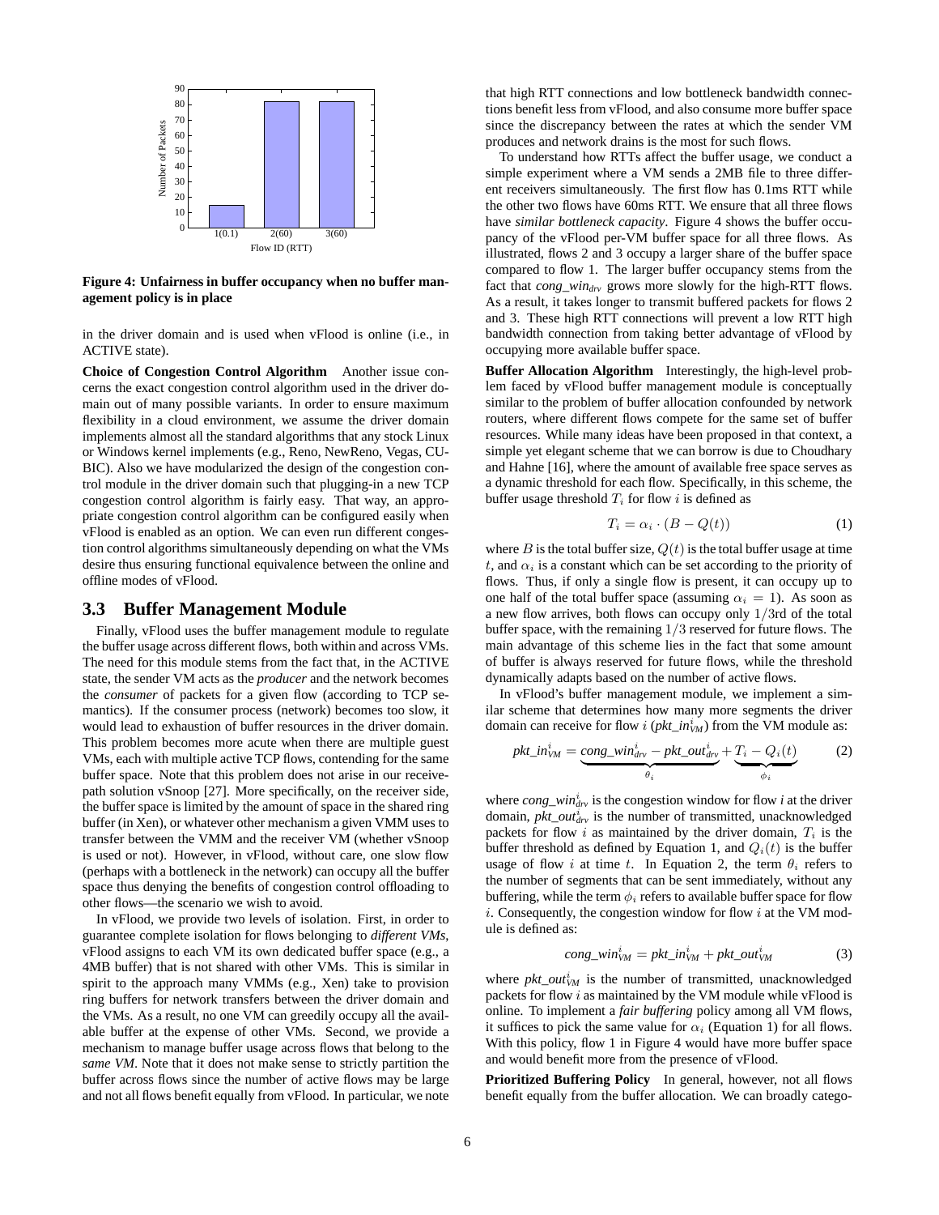Figure 4: Unfairness in buffer occupancy when no buffer management policy is in place

in the driver domain and is used when vFlood is online (i.e., in ACTIVE state).

**Choice of Congestion Control Algorithm** Another issue concerns the exact congestion control algorithm used in the driver domain out of many possible variants. In order to ensure maximum flexibility in a cloud environment, we assume the driver domain implements almost all the standard algorithms that any stock Linux or Windows kernel implements (e.g., Reno, NewReno, Vegas, CUBIC). Also we have modularized the design of the congestion control module in the driver domain such that plugging-in a new TCP congestion control algorithm is fairly easy. That way, an appropriate congestion control algorithm can be configured easily when vFlood is enabled as an option. We can even run different congestion control algorithms simultaneously depending on what the VMs desire thus ensuring functional equivalence between the online and offline modes of vFlood.

## 3.3 Buffer Management Module

Finally, vFlood uses the buffer management module to regulate the buffer usage across different flows, both within and across VMs. The need for this module stems from the fact that, in the ACTIVE state, the sender VM acts as the *producer* and the network becomes the *consumer* of packets for a given flow (according to TCP semantics). If the consumer process (network) becomes too slow, it would lead to exhaustion of buffer resources in the driver domain. This problem becomes more acute when there are multiple guest VMs, each with multiple active TCP flows, contending for the same buffer space. Note that this problem does not arise in our receive-path solution vSnoop [27]. More specifically, on the receiver side, the buffer space is limited by the amount of space in the shared ring buffer (in Xen), or whatever other mechanism a given VMM uses to transfer between the VMM and the receiver VM (whether vSnoop is used or not). However, in vFlood, without care, one slow flow (perhaps with a bottleneck in the network) can occupy all the buffer space thus denying the benefits of congestion control offloading to other flows—the scenario we wish to avoid.

In vFlood, we provide two levels of isolation. First, in order to guarantee complete isolation for flows belonging to *different VMs*, vFlood assigns to each VM its own dedicated buffer space (e.g., a 4MB buffer) that is not shared with other VMs. This is similar in spirit to the approach many VMMs (e.g., Xen) take to provision ring buffers for network transfers between the driver domain and the VMs. As a result, no one VM can greedily occupy all the available buffer at the expense of other VMs. Second, we provide a mechanism to manage buffer usage across flows that belong to the *same VM*. Note that it does not make sense to strictly partition the buffer across flows since the number of active flows may be large and not all flows benefit equally from vFlood. In particular, we note that high RTT connections and low bottleneck bandwidth connections benefit less from vFlood, and also consume more buffer space since the discrepancy between the rates at which the sender VM produces and network drains is the most for such flows.

To understand how RTTs affect the buffer usage, we conduct a simple experiment where a VM sends a 2MB file to three different receivers simultaneously. The first flow has 0.1ms RTT while the other two flows have 60ms RTT. We ensure that all three flows have *similar bottleneck capacity*. Figure 4 shows the buffer occupancy of the vFlood per-VM buffer space for all three flows. As illustrated, flows 2 and 3 occupy a larger share of the buffer space compared to flow 1. The larger buffer occupancy stems from the fact that $cong\_win_{drv}$ grows more slowly for the high-RTT flows. As a result, it takes longer to transmit buffered packets for flows 2 and 3. These high RTT connections will prevent a low RTT high bandwidth connection from taking better advantage of vFlood by occupying more available buffer space.

**Buffer Allocation Algorithm** Interestingly, the high-level problem faced by vFlood buffer management module is conceptually similar to the problem of buffer allocation confounded by network routers, where different flows compete for the same set of buffer resources. While many ideas have been proposed in that context, a simple yet elegant scheme that we can borrow is due to Choudhary and Hahne [16], where the amount of available free space serves as a dynamic threshold for each flow. Specifically, in this scheme, the buffer usage threshold $T_i$ for flow $i$ is defined as

$$T_i = \alpha_i \cdot (B - Q(t)) \tag{1}$$

where $B$ is the total buffer size, $Q(t)$ is the total buffer usage at time $t$, and $\alpha_i$ is a constant which can be set according to the priority of flows. Thus, if only a single flow is present, it can occupy up to one half of the total buffer space (assuming $\alpha_i = 1$). As soon as a new flow arrives, both flows can occupy only $1/3$rd of the total buffer space, with the remaining $1/3$ reserved for future flows. The main advantage of this scheme lies in the fact that some amount of buffer is always reserved for future flows, while the threshold dynamically adapts based on the number of active flows.

In vFlood's buffer management module, we implement a similar scheme that determines how many more segments the driver domain can receive for flow $i$ ($pkt\_in^i_{VM}$) from the VM module as:

$$pkt\_in^i_{VM} = \underbrace{cong\_win^i_{drv} - pkt\_out^i_{drv}}_{\theta_i} + \underbrace{T_i - Q_i(t)}_{\phi_i} \tag{2}$$

where $cong\_win^i_{drv}$ is the congestion window for flow $i$ at the driver domain, $pkt\_out^i_{drv}$ is the number of transmitted, unacknowledged packets for flow $i$ as maintained by the driver domain, $T_i$ is the buffer threshold as defined by Equation 1, and $Q_i(t)$ is the buffer usage of flow $i$ at time $t$. In Equation 2, the term $\theta_i$ refers to the number of segments that can be sent immediately, without any buffering, while the term $\phi_i$ refers to available buffer space for flow $i$. Consequently, the congestion window for flow $i$ at the VM module is defined as:

$$cong\_win^i_{VM} = pkt\_in^i_{VM} + pkt\_out^i_{VM} \tag{3}$$

where $pkt\_out^i_{VM}$ is the number of transmitted, unacknowledged packets for flow $i$ as maintained by the VM module while vFlood is online. To implement a *fair buffering* policy among all VM flows, it suffices to pick the same value for $\alpha_i$ (Equation 1) for all flows. With this policy, flow 1 in Figure 4 would have more buffer space and would benefit more from the presence of vFlood.

**Prioritized Buffering Policy** In general, however, not all flows benefit equally from the buffer allocation. We can broadly catego-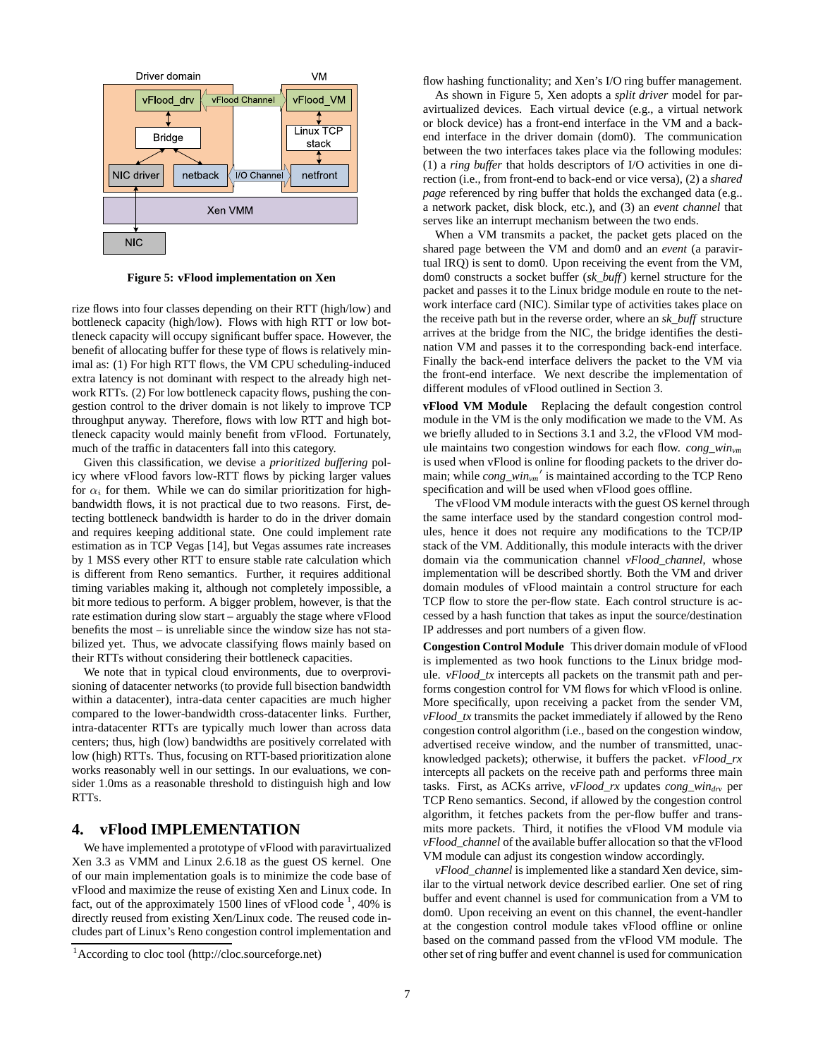**Figure 5: vFlood implementation on Xen**

rize flows into four classes depending on their RTT (high/low) and bottleneck capacity (high/low). Flows with high RTT or low bottleneck capacity will occupy significant buffer space. However, the benefit of allocating buffer for these type of flows is relatively minimal as: (1) For high RTT flows, the VM CPU scheduling-induced extra latency is not dominant with respect to the already high network RTTs. (2) For low bottleneck capacity flows, pushing the congestion control to the driver domain is not likely to improve TCP throughput anyway. Therefore, flows with low RTT and high bottleneck capacity would mainly benefit from vFlood. Fortunately, much of the traffic in datacenters fall into this category.

Given this classification, we devise a *prioritized buffering* policy where vFlood favors low-RTT flows by picking larger values for $\alpha_i$ for them. While we can do similar prioritization for high-bandwidth flows, it is not practical due to two reasons. First, detecting bottleneck bandwidth is harder to do in the driver domain and requires keeping additional state. One could implement rate estimation as in TCP Vegas [14], but Vegas assumes rate increases by 1 MSS every other RTT to ensure stable rate calculation which is different from Reno semantics. Further, it requires additional timing variables making it, although not completely impossible, a bit more tedious to perform. A bigger problem, however, is that the rate estimation during slow start – arguably the stage where vFlood benefits the most – is unreliable since the window size has not stabilized yet. Thus, we advocate classifying flows mainly based on their RTTs without considering their bottleneck capacities.

We note that in typical cloud environments, due to overprovisioning of datacenter networks (to provide full bisection bandwidth within a datacenter), intra-data center capacities are much higher compared to the lower-bandwidth cross-datacenter links. Further, intra-datacenter RTTs are typically much lower than across data centers; thus, high (low) bandwidths are positively correlated with low (high) RTTs. Thus, focusing on RTT-based prioritization alone works reasonably well in our settings. In our evaluations, we consider 1.0ms as a reasonable threshold to distinguish high and low RTTs.

## 4. vFlood IMPLEMENTATION

We have implemented a prototype of vFlood with paravirtualized Xen 3.3 as VMM and Linux 2.6.18 as the guest OS kernel. One of our main implementation goals is to minimize the code base of vFlood and maximize the reuse of existing Xen and Linux code. In fact, out of the approximately 1500 lines of vFlood code [1], 40% is directly reused from existing Xen/Linux code. The reused code includes part of Linux's Reno congestion control implementation and flow hashing functionality; and Xen's I/O ring buffer management.

As shown in Figure 5, Xen adopts a *split driver* model for paravirtualized devices. Each virtual device (e.g., a virtual network or block device) has a front-end interface in the VM and a back-end interface in the driver domain (dom0). The communication between the two interfaces takes place via the following modules: (1) a *ring buffer* that holds descriptors of I/O activities in one direction (i.e., from front-end to back-end or vice versa), (2) a *shared page* referenced by ring buffer that holds the exchanged data (e.g.. a network packet, disk block, etc.), and (3) an *event channel* that serves like an interrupt mechanism between the two ends.

When a VM transmits a packet, the packet gets placed on the shared page between the VM and dom0 and an *event* (a paravirtual IRQ) is sent to dom0. Upon receiving the event from the VM, dom0 constructs a socket buffer (*sk_buff*) kernel structure for the packet and passes it to the Linux bridge module en route to the network interface card (NIC). Similar type of activities takes place on the receive path but in the reverse order, where an *sk_buff* structure arrives at the bridge from the NIC, the bridge identifies the destination VM and passes it to the corresponding back-end interface. Finally the back-end interface delivers the packet to the VM via the front-end interface. We next describe the implementation of different modules of vFlood outlined in Section 3.

**vFlood VM Module** Replacing the default congestion control module in the VM is the only modification we made to the VM. As we briefly alluded to in Sections 3.1 and 3.2, the vFlood VM module maintains two congestion windows for each flow. $cong\_win_{vm}$ is used when vFlood is online for flooding packets to the driver domain; while $cong\_win_{vm}'$ is maintained according to the TCP Reno specification and will be used when vFlood goes offline.

The vFlood VM module interacts with the guest OS kernel through the same interface used by the standard congestion control modules, hence it does not require any modifications to the TCP/IP stack of the VM. Additionally, this module interacts with the driver domain via the communication channel *vFlood_channel*, whose implementation will be described shortly. Both the VM and driver domain modules of vFlood maintain a control structure for each TCP flow to store the per-flow state. Each control structure is accessed by a hash function that takes as input the source/destination IP addresses and port numbers of a given flow.

**Congestion Control Module** This driver domain module of vFlood is implemented as two hook functions to the Linux bridge module. *vFlood_tx* intercepts all packets on the transmit path and performs congestion control for VM flows for which vFlood is online. More specifically, upon receiving a packet from the sender VM, *vFlood_tx* transmits the packet immediately if allowed by the Reno congestion control algorithm (i.e., based on the congestion window, advertised receive window, and the number of transmitted, unacknowledged packets); otherwise, it buffers the packet. *vFlood_rx* intercepts all packets on the receive path and performs three main tasks. First, as ACKs arrive, *vFlood_rx* updates $cong\_win_{drv}$ per TCP Reno semantics. Second, if allowed by the congestion control algorithm, it fetches packets from the per-flow buffer and transmits more packets. Third, it notifies the vFlood VM module via *vFlood_channel* of the available buffer allocation so that the vFlood VM module can adjust its congestion window accordingly.

*vFlood_channel* is implemented like a standard Xen device, similar to the virtual network device described earlier. One set of ring buffer and event channel is used for communication from a VM to dom0. Upon receiving an event on this channel, the event-handler at the congestion control module takes vFlood offline or online based on the command passed from the vFlood VM module. The other set of ring buffer and event channel is used for communication

[1] According to cloc tool (http://cloc.sourceforge.net)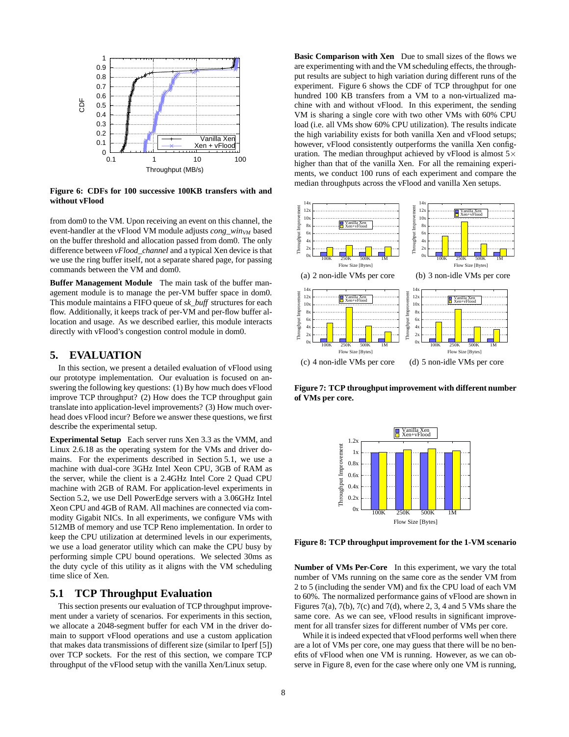Figure 6: CDFs for 100 successive 100KB transfers with and without vFlood

from dom0 to the VM. Upon receiving an event on this channel, the event-handler at the vFlood VM module adjusts $cong\_win_{VM}$ based on the buffer threshold and allocation passed from dom0. The only difference between *vFlood_channel* and a typical Xen device is that we use the ring buffer itself, not a separate shared page, for passing commands between the VM and dom0.

**Buffer Management Module** The main task of the buffer management module is to manage the per-VM buffer space in dom0. This module maintains a FIFO queue of *sk_buff* structures for each flow. Additionally, it keeps track of per-VM and per-flow buffer allocation and usage. As we described earlier, this module interacts directly with vFlood's congestion control module in dom0.

# 5. EVALUATION

In this section, we present a detailed evaluation of vFlood using our prototype implementation. Our evaluation is focused on answering the following key questions: (1) By how much does vFlood improve TCP throughput? (2) How does the TCP throughput gain translate into application-level improvements? (3) How much overhead does vFlood incur? Before we answer these questions, we first describe the experimental setup.

**Experimental Setup** Each server runs Xen 3.3 as the VMM, and Linux 2.6.18 as the operating system for the VMs and driver domains. For the experiments described in Section 5.1, we use a machine with dual-core 3GHz Intel Xeon CPU, 3GB of RAM as the server, while the client is a 2.4GHz Intel Core 2 Quad CPU machine with 2GB of RAM. For application-level experiments in Section 5.2, we use Dell PowerEdge servers with a 3.06GHz Intel Xeon CPU and 4GB of RAM. All machines are connected via commodity Gigabit NICs. In all experiments, we configure VMs with 512MB of memory and use TCP Reno implementation. In order to keep the CPU utilization at determined levels in our experiments, we use a load generator utility which can make the CPU busy by performing simple CPU bound operations. We selected 30ms as the duty cycle of this utility as it aligns with the VM scheduling time slice of Xen.

## 5.1 TCP Throughput Evaluation

This section presents our evaluation of TCP throughput improvement under a variety of scenarios. For experiments in this section, we allocate a 2048-segment buffer for each VM in the driver domain to support vFlood operations and use a custom application that makes data transmissions of different size (similar to Iperf [5]) over TCP sockets. For the rest of this section, we compare TCP throughput of the vFlood setup with the vanilla Xen/Linux setup.

**Basic Comparison with Xen** Due to small sizes of the flows we are experimenting with and the VM scheduling effects, the throughput results are subject to high variation during different runs of the experiment. Figure 6 shows the CDF of TCP throughput for one hundred 100 KB transfers from a VM to a non-virtualized machine with and without vFlood. In this experiment, the sending VM is sharing a single core with two other VMs with 60% CPU load (i.e. all VMs show 60% CPU utilization). The results indicate the high variability exists for both vanilla Xen and vFlood setups; however, vFlood consistently outperforms the vanilla Xen configuration. The median throughput achieved by vFlood is almost 5× higher than that of the vanilla Xen. For all the remaining experiments, we conduct 100 runs of each experiment and compare the median throughputs across the vFlood and vanilla Xen setups.

(a) 2 non-idle VMs per core

(b) 3 non-idle VMs per core

(c) 4 non-idle VMs per core

(d) 5 non-idle VMs per core

Figure 7: TCP throughput improvement with different number of VMs per core.

Figure 8: TCP throughput improvement for the 1-VM scenario

**Number of VMs Per-Core** In this experiment, we vary the total number of VMs running on the same core as the sender VM from 2 to 5 (including the sender VM) and fix the CPU load of each VM to 60%. The normalized performance gains of vFlood are shown in Figures 7(a), 7(b), 7(c) and 7(d), where 2, 3, 4 and 5 VMs share the same core. As we can see, vFlood results in significant improvement for all transfer sizes for different number of VMs per core.

While it is indeed expected that vFlood performs well when there are a lot of VMs per core, one may guess that there will be no benefits of vFlood when one VM is running. However, as we can observe in Figure 8, even for the case where only one VM is running,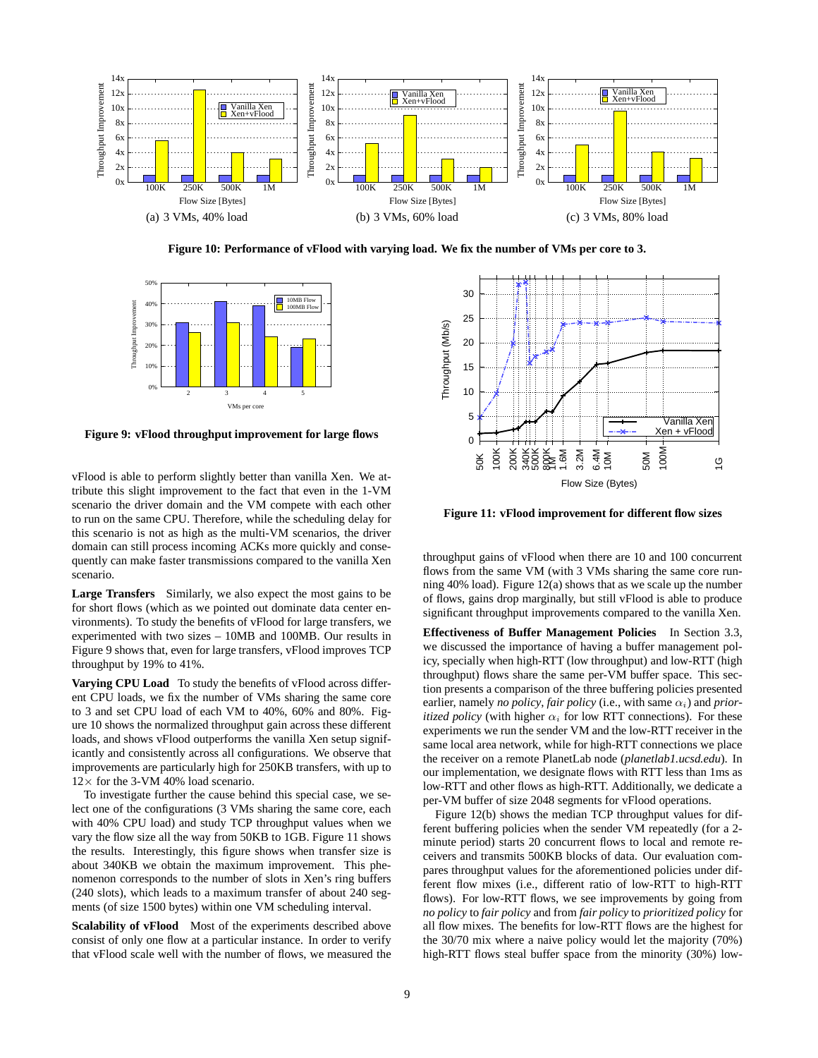Figure 10: **Performance of vFlood with varying load. We fix the number of VMs per core to 3.**

(a) 3 VMs, 40% load
(b) 3 VMs, 60% load
(c) 3 VMs, 80% load

**Figure 9: vFlood throughput improvement for large flows**

**Figure 11: vFlood improvement for different flow sizes**

vFlood is able to perform slightly better than vanilla Xen. We attribute this slight improvement to the fact that even in the 1-VM scenario the driver domain and the VM compete with each other to run on the same CPU. Therefore, while the scheduling delay for this scenario is not as high as the multi-VM scenarios, the driver domain can still process incoming ACKs more quickly and consequently can make faster transmissions compared to the vanilla Xen scenario.

**Large Transfers** Similarly, we also expect the most gains to be for short flows (which as we pointed out dominate data center environments). To study the benefits of vFlood for large transfers, we experimented with two sizes – 10MB and 100MB. Our results in Figure 9 shows that, even for large transfers, vFlood improves TCP throughput by 19% to 41%.

**Varying CPU Load** To study the benefits of vFlood across different CPU loads, we fix the number of VMs sharing the same core to 3 and set CPU load of each VM to 40%, 60% and 80%. Figure 10 shows the normalized throughput gain across these different loads, and shows vFlood outperforms the vanilla Xen setup significantly and consistently across all configurations. We observe that improvements are particularly high for 250KB transfers, with up to $12\times$ for the 3-VM 40% load scenario.

To investigate further the cause behind this special case, we select one of the configurations (3 VMs sharing the same core, each with 40% CPU load) and study TCP throughput values when we vary the flow size all the way from 50KB to 1GB. Figure 11 shows the results. Interestingly, this figure shows when transfer size is about 340KB we obtain the maximum improvement. This phenomenon corresponds to the number of slots in Xen's ring buffers (240 slots), which leads to a maximum transfer of about 240 segments (of size 1500 bytes) within one VM scheduling interval.

**Scalability of vFlood** Most of the experiments described above consist of only one flow at a particular instance. In order to verify that vFlood scale well with the number of flows, we measured the throughput gains of vFlood when there are 10 and 100 concurrent flows from the same VM (with 3 VMs sharing the same core running 40% load). Figure 12(a) shows that as we scale up the number of flows, gains drop marginally, but still vFlood is able to produce significant throughput improvements compared to the vanilla Xen.

**Effectiveness of Buffer Management Policies** In Section 3.3, we discussed the importance of having a buffer management policy, specially when high-RTT (low throughput) and low-RTT (high throughput) flows share the same per-VM buffer space. This section presents a comparison of the three buffering policies presented earlier, namely *no policy*, *fair policy* (i.e., with same $\alpha_i$) and *prioritized policy* (with higher $\alpha_i$ for low RTT connections). For these experiments we run the sender VM and the low-RTT receiver in the same local area network, while for high-RTT connections we place the receiver on a remote PlanetLab node (*planetlab1.ucsd.edu*). In our implementation, we designate flows with RTT less than 1ms as low-RTT and other flows as high-RTT. Additionally, we dedicate a per-VM buffer of size 2048 segments for vFlood operations.

Figure 12(b) shows the median TCP throughput values for different buffering policies when the sender VM repeatedly (for a 2-minute period) starts 20 concurrent flows to local and remote receivers and transmits 500KB blocks of data. Our evaluation compares throughput values for the aforementioned policies under different flow mixes (i.e., different ratio of low-RTT to high-RTT flows). For low-RTT flows, we see improvements by going from *no policy* to *fair policy* and from *fair policy* to *prioritized policy* for all flow mixes. The benefits for low-RTT flows are the highest for the 30/70 mix where a naive policy would let the majority (70%) high-RTT flows steal buffer space from the minority (30%) low-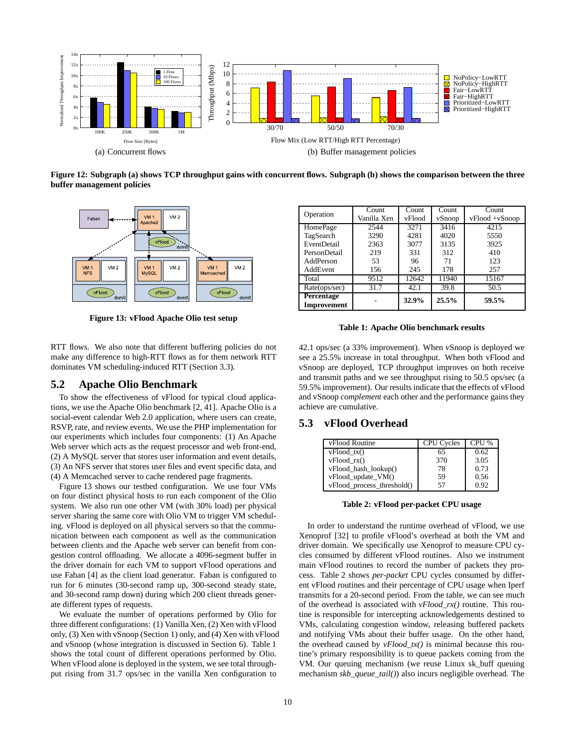Figure 12: Subgraph (a) shows TCP throughput gains with concurrent flows. Subgraph (b) shows the comparison between the three buffer management policies

Figure 13: vFlood Apache Olio test setup

| Operation | Count Vanilla Xen | Count vFlood | Count vSnoop | Count vFlood +vSnoop |
|---|---|---|---|---|
| HomePage | 2544 | 3271 | 3416 | 4215 |
| TagSearch | 3290 | 4281 | 4020 | 5550 |
| EventDetail | 2363 | 3077 | 3135 | 3925 |
| PersonDetail | 219 | 331 | 312 | 410 |
| AddPerson | 53 | 96 | 71 | 123 |
| AddEvent | 156 | 245 | 178 | 257 |
| Total | 9512 | 12642 | 11940 | 15167 |
| Rate(ops/sec) | 31.7 | 42.1 | 39.8 | 50.5 |
| **Percentage Improvement** | - | **32.9%** | **25.5%** | **59.5%** |

Table 1: Apache Olio benchmark results

RTT flows. We also note that different buffering policies do not make any difference to high-RTT flows as for them network RTT dominates VM scheduling-induced RTT (Section 3.3).

## 5.2 Apache Olio Benchmark

To show the effectiveness of vFlood for typical cloud applications, we use the Apache Olio benchmark [2, 41]. Apache Olio is a social-event calendar Web 2.0 application, where users can create, RSVP, rate, and review events. We use the PHP implementation for our experiments which includes four components: (1) An Apache Web server which acts as the request processor and web front-end, (2) A MySQL server that stores user information and event details, (3) An NFS server that stores user files and event specific data, and (4) A Memcached server to cache rendered page fragments.

Figure 13 shows our testbed configuration. We use four VMs on four distinct physical hosts to run each component of the Olio system. We also run one other VM (with 30% load) per physical server sharing the same core with Olio VM to trigger VM scheduling. vFlood is deployed on all physical servers so that the communication between each component as well as the communication between clients and the Apache web server can benefit from congestion control offloading. We allocate a 4096-segment buffer in the driver domain for each VM to support vFlood operations and use Faban [4] as the client load generator. Faban is configured to run for 6 minutes (30-second ramp up, 300-second steady state, and 30-second ramp down) during which 200 client threads generate different types of requests.

We evaluate the number of operations performed by Olio for three different configurations: (1) Vanilla Xen, (2) Xen with vFlood only, (3) Xen with vSnoop (Section 1) only, and (4) Xen with vFlood and vSnoop (whose integration is discussed in Section 6). Table 1 shows the total count of different operations performed by Olio. When vFlood alone is deployed in the system, we see total throughput rising from 31.7 ops/sec in the vanilla Xen configuration to 42.1 ops/sec (a 33% improvement). When vSnoop is deployed we see a 25.5% increase in total throughput. When both vFlood and vSnoop are deployed, TCP throughput improves on both receive and transmit paths and we see throughput rising to 50.5 ops/sec (a 59.5% improvement). Our results indicate that the effects of vFlood and vSnoop *complement* each other and the performance gains they achieve are cumulative.

## 5.3 vFlood Overhead

| vFlood Routine | CPU Cycles | CPU % |
|---|---|---|
| vFlood_tx() | 65 | 0.62 |
| vFlood_rx() | 370 | 3.05 |
| vFlood_hash_lookup() | 78 | 0.73 |
| vFlood_update_VM() | 59 | 0.56 |
| vFlood_process_threshold() | 57 | 0.92 |

Table 2: vFlood per-packet CPU usage

In order to understand the runtime overhead of vFlood, we use Xenoprof [32] to profile vFlood's overhead at both the VM and driver domain. We specifically use Xenoprof to measure CPU cycles consumed by different vFlood routines. Also we instrument main vFlood routines to record the number of packets they process. Table 2 shows *per-packet* CPU cycles consumed by different vFlood routines and their percentage of CPU usage when Iperf transmits for a 20-second period. From the table, we can see much of the overhead is associated with *vFlood_rx()* routine. This routine is responsible for intercepting acknowledgements destined to VMs, calculating congestion window, releasing buffered packets and notifying VMs about their buffer usage. On the other hand, the overhead caused by *vFlood_tx()* is minimal because this routine's primary responsibility is to queue packets coming from the VM. Our queuing mechanism (we reuse Linux sk_buff queuing mechanism *skb_queue_tail()*) also incurs negligible overhead. The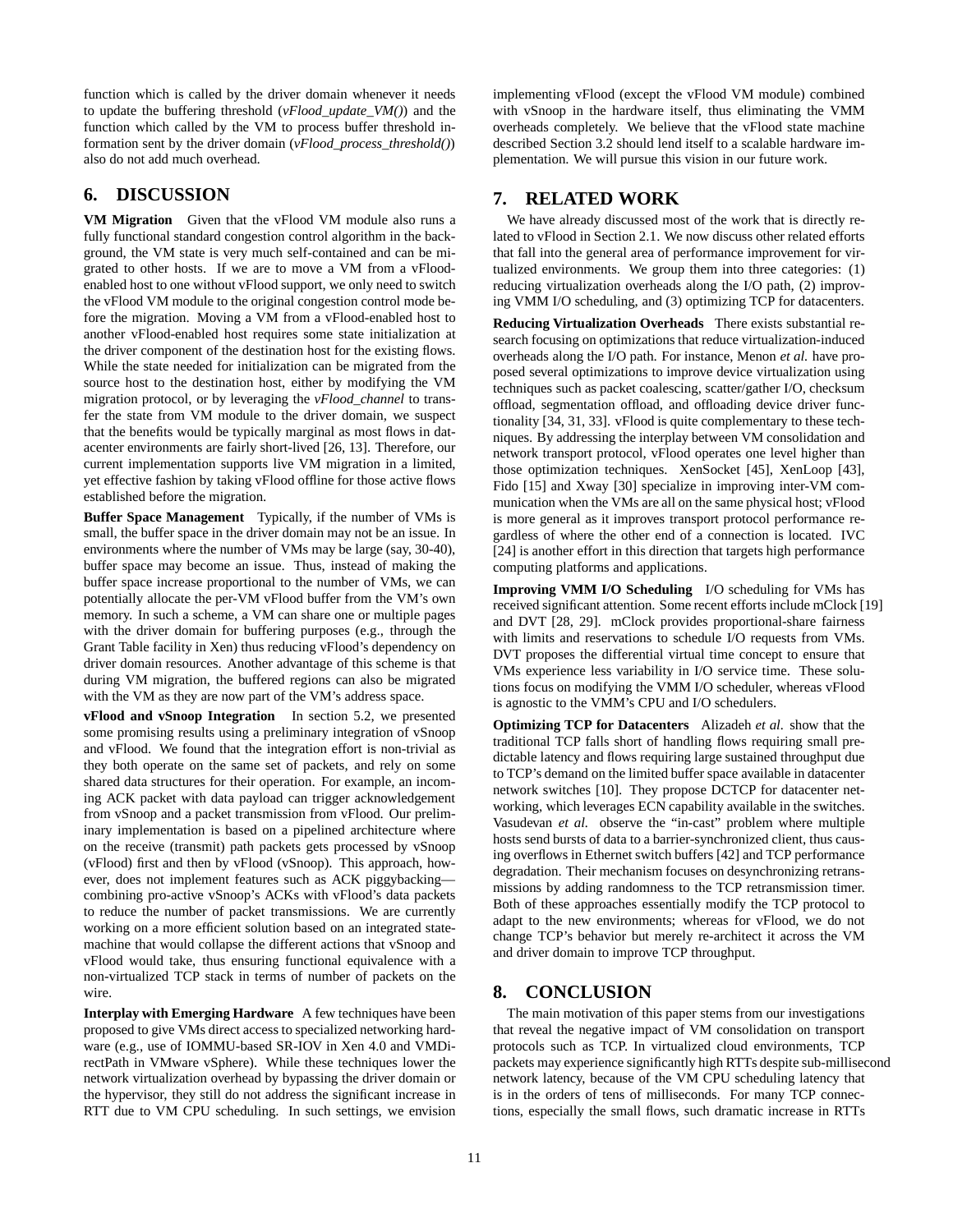function which is called by the driver domain whenever it needs to update the buffering threshold (*vFlood_update_VM()*) and the function which called by the VM to process buffer threshold information sent by the driver domain (*vFlood_process_threshold()*) also do not add much overhead.

## 6. DISCUSSION

**VM Migration** Given that the vFlood VM module also runs a fully functional standard congestion control algorithm in the background, the VM state is very much self-contained and can be migrated to other hosts. If we are to move a VM from a vFlood-enabled host to one without vFlood support, we only need to switch the vFlood VM module to the original congestion control mode before the migration. Moving a VM from a vFlood-enabled host to another vFlood-enabled host requires some state initialization at the driver component of the destination host for the existing flows. While the state needed for initialization can be migrated from the source host to the destination host, either by modifying the VM migration protocol, or by leveraging the *vFlood_channel* to transfer the state from VM module to the driver domain, we suspect that the benefits would be typically marginal as most flows in datacenter environments are fairly short-lived [26, 13]. Therefore, our current implementation supports live VM migration in a limited, yet effective fashion by taking vFlood offline for those active flows established before the migration.

**Buffer Space Management** Typically, if the number of VMs is small, the buffer space in the driver domain may not be an issue. In environments where the number of VMs may be large (say, 30-40), buffer space may become an issue. Thus, instead of making the buffer space increase proportional to the number of VMs, we can potentially allocate the per-VM vFlood buffer from the VM's own memory. In such a scheme, a VM can share one or multiple pages with the driver domain for buffering purposes (e.g., through the Grant Table facility in Xen) thus reducing vFlood's dependency on driver domain resources. Another advantage of this scheme is that during VM migration, the buffered regions can also be migrated with the VM as they are now part of the VM's address space.

**vFlood and vSnoop Integration** In section 5.2, we presented some promising results using a preliminary integration of vSnoop and vFlood. We found that the integration effort is non-trivial as they both operate on the same set of packets, and rely on some shared data structures for their operation. For example, an incoming ACK packet with data payload can trigger acknowledgement from vSnoop and a packet transmission from vFlood. Our preliminary implementation is based on a pipelined architecture where on the receive (transmit) path packets gets processed by vSnoop (vFlood) first and then by vFlood (vSnoop). This approach, however, does not implement features such as ACK piggybacking—combining pro-active vSnoop's ACKs with vFlood's data packets to reduce the number of packet transmissions. We are currently working on a more efficient solution based on an integrated state-machine that would collapse the different actions that vSnoop and vFlood would take, thus ensuring functional equivalence with a non-virtualized TCP stack in terms of number of packets on the wire.

**Interplay with Emerging Hardware** A few techniques have been proposed to give VMs direct access to specialized networking hardware (e.g., use of IOMMU-based SR-IOV in Xen 4.0 and VMDirectPath in VMware vSphere). While these techniques lower the network virtualization overhead by bypassing the driver domain or the hypervisor, they still do not address the significant increase in RTT due to VM CPU scheduling. In such settings, we envision implementing vFlood (except the vFlood VM module) combined with vSnoop in the hardware itself, thus eliminating the VMM overheads completely. We believe that the vFlood state machine described Section 3.2 should lend itself to a scalable hardware implementation. We will pursue this vision in our future work.

## 7. RELATED WORK

We have already discussed most of the work that is directly related to vFlood in Section 2.1. We now discuss other related efforts that fall into the general area of performance improvement for virtualized environments. We group them into three categories: (1) reducing virtualization overheads along the I/O path, (2) improving VMM I/O scheduling, and (3) optimizing TCP for datacenters.

**Reducing Virtualization Overheads** There exists substantial research focusing on optimizations that reduce virtualization-induced overheads along the I/O path. For instance, Menon *et al.* have proposed several optimizations to improve device virtualization using techniques such as packet coalescing, scatter/gather I/O, checksum offload, segmentation offload, and offloading device driver functionality [34, 31, 33]. vFlood is quite complementary to these techniques. By addressing the interplay between VM consolidation and network transport protocol, vFlood operates one level higher than those optimization techniques. XenSocket [45], XenLoop [43], Fido [15] and Xway [30] specialize in improving inter-VM communication when the VMs are all on the same physical host; vFlood is more general as it improves transport protocol performance regardless of where the other end of a connection is located. IVC [24] is another effort in this direction that targets high performance computing platforms and applications.

**Improving VMM I/O Scheduling** I/O scheduling for VMs has received significant attention. Some recent efforts include mClock [19] and DVT [28, 29]. mClock provides proportional-share fairness with limits and reservations to schedule I/O requests from VMs. DVT proposes the differential virtual time concept to ensure that VMs experience less variability in I/O service time. These solutions focus on modifying the VMM I/O scheduler, whereas vFlood is agnostic to the VMM's CPU and I/O schedulers.

**Optimizing TCP for Datacenters** Alizadeh *et al.* show that the traditional TCP falls short of handling flows requiring small predictable latency and flows requiring large sustained throughput due to TCP's demand on the limited buffer space available in datacenter network switches [10]. They propose DCTCP for datacenter networking, which leverages ECN capability available in the switches. Vasudevan *et al.* observe the "in-cast" problem where multiple hosts send bursts of data to a barrier-synchronized client, thus causing overflows in Ethernet switch buffers [42] and TCP performance degradation. Their mechanism focuses on desynchronizing retransmissions by adding randomness to the TCP retransmission timer. Both of these approaches essentially modify the TCP protocol to adapt to the new environments; whereas for vFlood, we do not change TCP's behavior but merely re-architect it across the VM and driver domain to improve TCP throughput.

## 8. CONCLUSION

The main motivation of this paper stems from our investigations that reveal the negative impact of VM consolidation on transport protocols such as TCP. In virtualized cloud environments, TCP packets may experience significantly high RTTs despite sub-millisecond network latency, because of the VM CPU scheduling latency that is in the orders of tens of milliseconds. For many TCP connections, especially the small flows, such dramatic increase in RTTs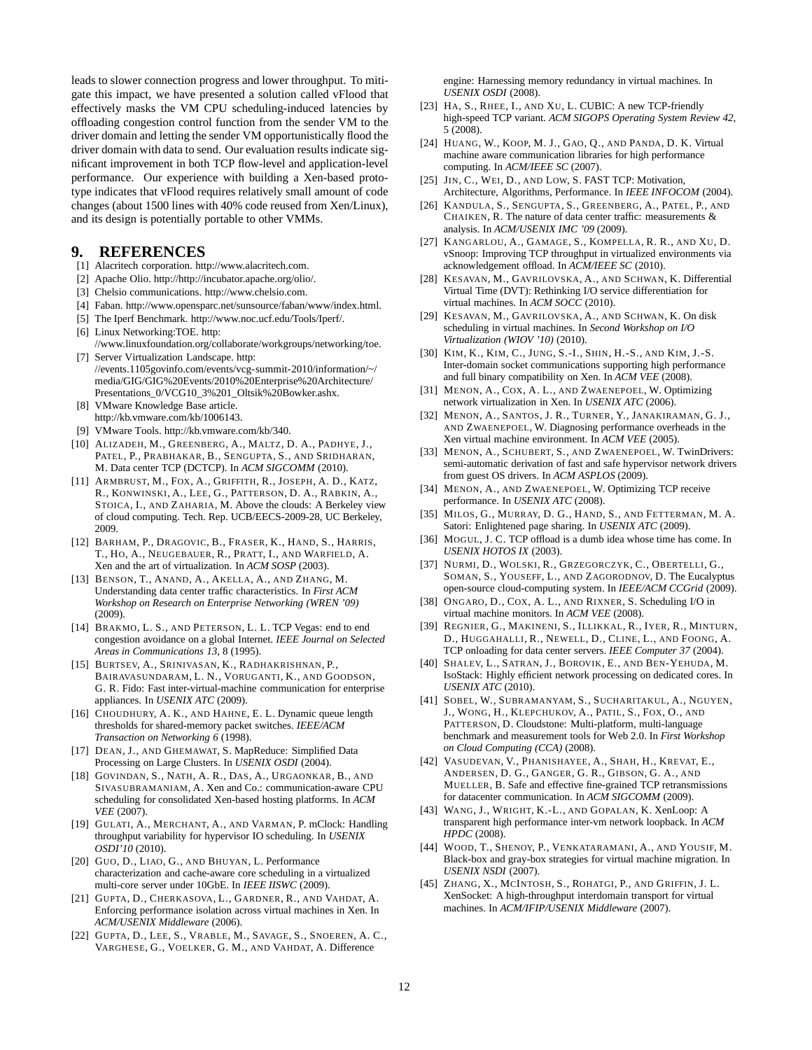leads to slower connection progress and lower throughput. To mitigate this impact, we have presented a solution called vFlood that effectively masks the VM CPU scheduling-induced latencies by offloading congestion control function from the sender VM to the driver domain and letting the sender VM opportunistically flood the driver domain with data to send. Our evaluation results indicate significant improvement in both TCP flow-level and application-level performance. Our experience with building a Xen-based prototype indicates that vFlood requires relatively small amount of code changes (about 1500 lines with 40% code reused from Xen/Linux), and its design is potentially portable to other VMMs.

## 9. REFERENCES

[1] Alacritech corporation. http://www.alacritech.com.

[2] Apache Olio. http://http://incubator.apache.org/olio/.

[3] Chelsio communications. http://www.chelsio.com.

[4] Faban. http://www.opensparc.net/sunsource/faban/www/index.html.

[5] The Iperf Benchmark. http://www.noc.ucf.edu/Tools/Iperf/.

[6] Linux Networking:TOE. http://www.linuxfoundation.org/collaborate/workgroups/networking/toe.

[7] Server Virtualization Landscape. http://events.1105govinfo.com/events/vcg-summit-2010/information/~/media/GIG/GIG%20Events/2010%20Enterprise%20Architecture/Presentations_0/VCG10_3%201_Oltsik%20Bowker.ashx.

[8] VMware Knowledge Base article. http://kb.vmware.com/kb/1006143.

[9] VMware Tools. http://kb.vmware.com/kb/340.

[10] Alizadeh, M., Greenberg, A., Maltz, D. A., Padhye, J., Patel, P., Prabhakar, B., Sengupta, S., and Sridharan, M. Data center TCP (DCTCP). In *ACM SIGCOMM* (2010).

[11] Armbrust, M., Fox, A., Griffith, R., Joseph, A. D., Katz, R., Konwinski, A., Lee, G., Patterson, D. A., Rabkin, A., Stoica, I., and Zaharia, M. Above the clouds: A Berkeley view of cloud computing. Tech. Rep. UCB/EECS-2009-28, UC Berkeley, 2009.

[12] Barham, P., Dragovic, B., Fraser, K., Hand, S., Harris, T., Ho, A., Neugebauer, R., Pratt, I., and Warfield, A. Xen and the art of virtualization. In *ACM SOSP* (2003).

[13] Benson, T., Anand, A., Akella, A., and Zhang, M. Understanding data center traffic characteristics. In *First ACM Workshop on Research on Enterprise Networking (WREN '09)* (2009).

[14] Brakmo, L. S., and Peterson, L. L. TCP Vegas: end to end congestion avoidance on a global Internet. *IEEE Journal on Selected Areas in Communications 13*, 8 (1995).

[15] Burtsev, A., Srinivasan, K., Radhakrishnan, P., Bairavasundaram, L. N., Voruganti, K., and Goodson, G. R. Fido: Fast inter-virtual-machine communication for enterprise appliances. In *USENIX ATC* (2009).

[16] Choudhury, A. K., and Hahne, E. L. Dynamic queue length thresholds for shared-memory packet switches. *IEEE/ACM Transaction on Networking 6* (1998).

[17] Dean, J., and Ghemawat, S. MapReduce: Simplified Data Processing on Large Clusters. In *USENIX OSDI* (2004).

[18] Govindan, S., Nath, A. R., Das, A., Urgaonkar, B., and Sivasubramaniam, A. Xen and Co.: communication-aware CPU scheduling for consolidated Xen-based hosting platforms. In *ACM VEE* (2007).

[19] Gulati, A., Merchant, A., and Varman, P. mClock: Handling throughput variability for hypervisor IO scheduling. In *USENIX OSDI'10* (2010).

[20] Guo, D., Liao, G., and Bhuyan, L. Performance characterization and cache-aware core scheduling in a virtualized multi-core server under 10GbE. In *IEEE IISWC* (2009).

[21] Gupta, D., Cherkasova, L., Gardner, R., and Vahdat, A. Enforcing performance isolation across virtual machines in Xen. In *ACM/USENIX Middleware* (2006).

[22] Gupta, D., Lee, S., Vrable, M., Savage, S., Snoeren, A. C., Varghese, G., Voelker, G. M., and Vahdat, A. Difference engine: Harnessing memory redundancy in virtual machines. In *USENIX OSDI* (2008).

[23] Ha, S., Rhee, I., and Xu, L. CUBIC: A new TCP-friendly high-speed TCP variant. *ACM SIGOPS Operating System Review 42*, 5 (2008).

[24] Huang, W., Koop, M. J., Gao, Q., and Panda, D. K. Virtual machine aware communication libraries for high performance computing. In *ACM/IEEE SC* (2007).

[25] Jin, C., Wei, D., and Low, S. FAST TCP: Motivation, Architecture, Algorithms, Performance. In *IEEE INFOCOM* (2004).

[26] Kandula, S., Sengupta, S., Greenberg, A., Patel, P., and Chaiken, R. The nature of data center traffic: measurements & analysis. In *ACM/USENIX IMC '09* (2009).

[27] Kangarlou, A., Gamage, S., Kompella, R. R., and Xu, D. vSnoop: Improving TCP throughput in virtualized environments via acknowledgement offload. In *ACM/IEEE SC* (2010).

[28] Kesavan, M., Gavrilovska, A., and Schwan, K. Differential Virtual Time (DVT): Rethinking I/O service differentiation for virtual machines. In *ACM SOCC* (2010).

[29] Kesavan, M., Gavrilovska, A., and Schwan, K. On disk scheduling in virtual machines. In *Second Workshop on I/O Virtualization (WIOV '10)* (2010).

[30] Kim, K., Kim, C., Jung, S.-I., Shin, H.-S., and Kim, J.-S. Inter-domain socket communications supporting high performance and full binary compatibility on Xen. In *ACM VEE* (2008).

[31] Menon, A., Cox, A. L., and Zwaenepoel, W. Optimizing network virtualization in Xen. In *USENIX ATC* (2006).

[32] Menon, A., Santos, J. R., Turner, Y., Janakiraman, G. J., and Zwaenepoel, W. Diagnosing performance overheads in the Xen virtual machine environment. In *ACM VEE* (2005).

[33] Menon, A., Schubert, S., and Zwaenepoel, W. TwinDrivers: semi-automatic derivation of fast and safe hypervisor network drivers from guest OS drivers. In *ACM ASPLOS* (2009).

[34] Menon, A., and Zwaenepoel, W. Optimizing TCP receive performance. In *USENIX ATC* (2008).

[35] Milos, G., Murray, D. G., Hand, S., and Fetterman, M. A. Satori: Enlightened page sharing. In *USENIX ATC* (2009).

[36] Mogul, J. C. TCP offload is a dumb idea whose time has come. In *USENIX HOTOS IX* (2003).

[37] Nurmi, D., Wolski, R., Grzegorczyk, C., Obertelli, G., Soman, S., Youseff, L., and Zagorodnov, D. The Eucalyptus open-source cloud-computing system. In *IEEE/ACM CCGrid* (2009).

[38] Ongaro, D., Cox, A. L., and Rixner, S. Scheduling I/O in virtual machine monitors. In *ACM VEE* (2008).

[39] Regnier, G., Makineni, S., Illikkal, R., Iyer, R., Minturn, D., Huggahalli, R., Newell, D., Cline, L., and Foong, A. TCP onloading for data center servers. *IEEE Computer 37* (2004).

[40] Shalev, L., Satran, J., Borovik, E., and Ben-Yehuda, M. IsoStack: Highly efficient network processing on dedicated cores. In *USENIX ATC* (2010).

[41] Sobel, W., Subramanyam, S., Sucharitakul, A., Nguyen, J., Wong, H., Klepchukov, A., Patil, S., Fox, O., and Patterson, D. Cloudstone: Multi-platform, multi-language benchmark and measurement tools for Web 2.0. In *First Workshop on Cloud Computing (CCA)* (2008).

[42] Vasudevan, V., Phanishayee, A., Shah, H., Krevat, E., Andersen, D. G., Ganger, G. R., Gibson, G. A., and Mueller, B. Safe and effective fine-grained TCP retransmissions for datacenter communication. In *ACM SIGCOMM* (2009).

[43] Wang, J., Wright, K.-L., and Gopalan, K. XenLoop: A transparent high performance inter-vm network loopback. In *ACM HPDC* (2008).

[44] Wood, T., Shenoy, P., Venkataramani, A., and Yousif, M. Black-box and gray-box strategies for virtual machine migration. In *USENIX NSDI* (2007).

[45] Zhang, X., McIntosh, S., Rohatgi, P., and Griffin, J. L. XenSocket: A high-throughput interdomain transport for virtual machines. In *ACM/IFIP/USENIX Middleware* (2007).